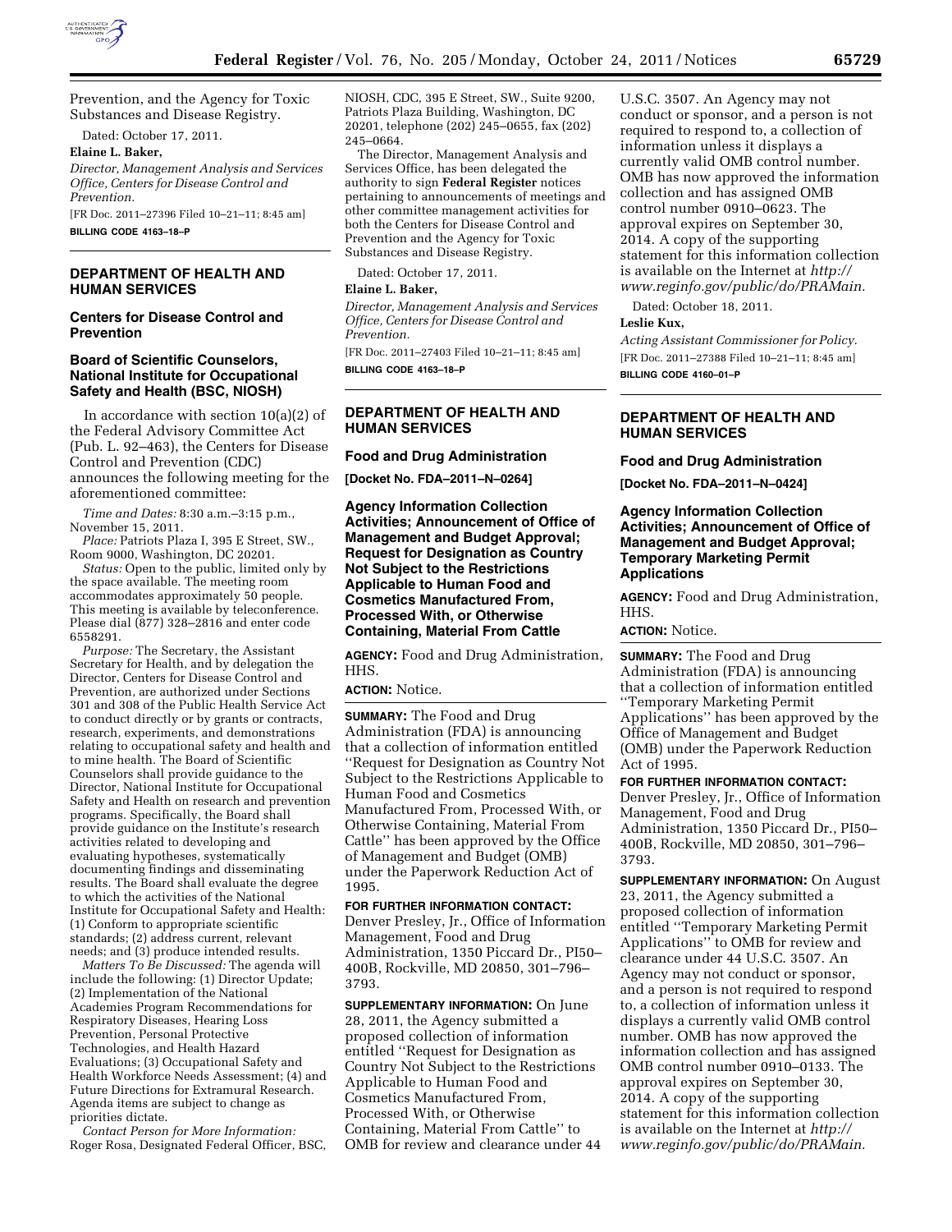Prevention, and the Agency for Toxic Substances and Disease Registry.

Dated: October 17, 2011.

**Elaine L. Baker,**

*Director, Management Analysis and Services Office, Centers for Disease Control and Prevention.*

[FR Doc. 2011–27396 Filed 10–21–11; 8:45 am]

**BILLING CODE 4163–18–P**

## DEPARTMENT OF HEALTH AND HUMAN SERVICES

### Centers for Disease Control and Prevention

### Board of Scientific Counselors, National Institute for Occupational Safety and Health (BSC, NIOSH)

In accordance with section 10(a)(2) of the Federal Advisory Committee Act (Pub. L. 92–463), the Centers for Disease Control and Prevention (CDC) announces the following meeting for the aforementioned committee:

*Time and Dates:* 8:30 a.m.–3:15 p.m., November 15, 2011.

*Place:* Patriots Plaza I, 395 E Street, SW., Room 9000, Washington, DC 20201.

*Status:* Open to the public, limited only by the space available. The meeting room accommodates approximately 50 people. This meeting is available by teleconference. Please dial (877) 328–2816 and enter code 6558291.

*Purpose:* The Secretary, the Assistant Secretary for Health, and by delegation the Director, Centers for Disease Control and Prevention, are authorized under Sections 301 and 308 of the Public Health Service Act to conduct directly or by grants or contracts, research, experiments, and demonstrations relating to occupational safety and health and to mine health. The Board of Scientific Counselors shall provide guidance to the Director, National Institute for Occupational Safety and Health on research and prevention programs. Specifically, the Board shall provide guidance on the Institute's research activities related to developing and evaluating hypotheses, systematically documenting findings and disseminating results. The Board shall evaluate the degree to which the activities of the National Institute for Occupational Safety and Health: (1) Conform to appropriate scientific standards; (2) address current, relevant needs; and (3) produce intended results.

*Matters To Be Discussed:* The agenda will include the following: (1) Director Update; (2) Implementation of the National Academies Program Recommendations for Respiratory Diseases, Hearing Loss Prevention, Personal Protective Technologies, and Health Hazard Evaluations; (3) Occupational Safety and Health Workforce Needs Assessment; (4) and Future Directions for Extramural Research. Agenda items are subject to change as priorities dictate.

*Contact Person for More Information:* Roger Rosa, Designated Federal Officer, BSC, NIOSH, CDC, 395 E Street, SW., Suite 9200, Patriots Plaza Building, Washington, DC 20201, telephone (202) 245–0655, fax (202) 245–0664.

The Director, Management Analysis and Services Office, has been delegated the authority to sign **Federal Register** notices pertaining to announcements of meetings and other committee management activities for both the Centers for Disease Control and Prevention and the Agency for Toxic Substances and Disease Registry.

Dated: October 17, 2011.

**Elaine L. Baker,**

*Director, Management Analysis and Services Office, Centers for Disease Control and Prevention.*

[FR Doc. 2011–27403 Filed 10–21–11; 8:45 am]

**BILLING CODE 4163–18–P**

## DEPARTMENT OF HEALTH AND HUMAN SERVICES

### Food and Drug Administration

**[Docket No. FDA–2011–N–0264]**

### Agency Information Collection Activities; Announcement of Office of Management and Budget Approval; Request for Designation as Country Not Subject to the Restrictions Applicable to Human Food and Cosmetics Manufactured From, Processed With, or Otherwise Containing, Material From Cattle

**AGENCY:** Food and Drug Administration, HHS.

**ACTION:** Notice.

**SUMMARY:** The Food and Drug Administration (FDA) is announcing that a collection of information entitled ''Request for Designation as Country Not Subject to the Restrictions Applicable to Human Food and Cosmetics Manufactured From, Processed With, or Otherwise Containing, Material From Cattle'' has been approved by the Office of Management and Budget (OMB) under the Paperwork Reduction Act of 1995.

**FOR FURTHER INFORMATION CONTACT:** Denver Presley, Jr., Office of Information Management, Food and Drug Administration, 1350 Piccard Dr., PI50–400B, Rockville, MD 20850, 301–796–3793.

**SUPPLEMENTARY INFORMATION:** On June 28, 2011, the Agency submitted a proposed collection of information entitled ''Request for Designation as Country Not Subject to the Restrictions Applicable to Human Food and Cosmetics Manufactured From, Processed With, or Otherwise Containing, Material From Cattle'' to OMB for review and clearance under 44 U.S.C. 3507. An Agency may not conduct or sponsor, and a person is not required to respond to, a collection of information unless it displays a currently valid OMB control number. OMB has now approved the information collection and has assigned OMB control number 0910–0623. The approval expires on September 30, 2014. A copy of the supporting statement for this information collection is available on the Internet at *http://www.reginfo.gov/public/do/PRAMain.*

Dated: October 18, 2011.

**Leslie Kux,**

*Acting Assistant Commissioner for Policy.*

[FR Doc. 2011–27388 Filed 10–21–11; 8:45 am]

**BILLING CODE 4160–01–P**

## DEPARTMENT OF HEALTH AND HUMAN SERVICES

### Food and Drug Administration

**[Docket No. FDA–2011–N–0424]**

### Agency Information Collection Activities; Announcement of Office of Management and Budget Approval; Temporary Marketing Permit Applications

**AGENCY:** Food and Drug Administration, HHS.

**ACTION:** Notice.

**SUMMARY:** The Food and Drug Administration (FDA) is announcing that a collection of information entitled ''Temporary Marketing Permit Applications'' has been approved by the Office of Management and Budget (OMB) under the Paperwork Reduction Act of 1995.

**FOR FURTHER INFORMATION CONTACT:** Denver Presley, Jr., Office of Information Management, Food and Drug Administration, 1350 Piccard Dr., PI50–400B, Rockville, MD 20850, 301–796–3793.

**SUPPLEMENTARY INFORMATION:** On August 23, 2011, the Agency submitted a proposed collection of information entitled ''Temporary Marketing Permit Applications'' to OMB for review and clearance under 44 U.S.C. 3507. An Agency may not conduct or sponsor, and a person is not required to respond to, a collection of information unless it displays a currently valid OMB control number. OMB has now approved the information collection and has assigned OMB control number 0910–0133. The approval expires on September 30, 2014. A copy of the supporting statement for this information collection is available on the Internet at *http://www.reginfo.gov/public/do/PRAMain.*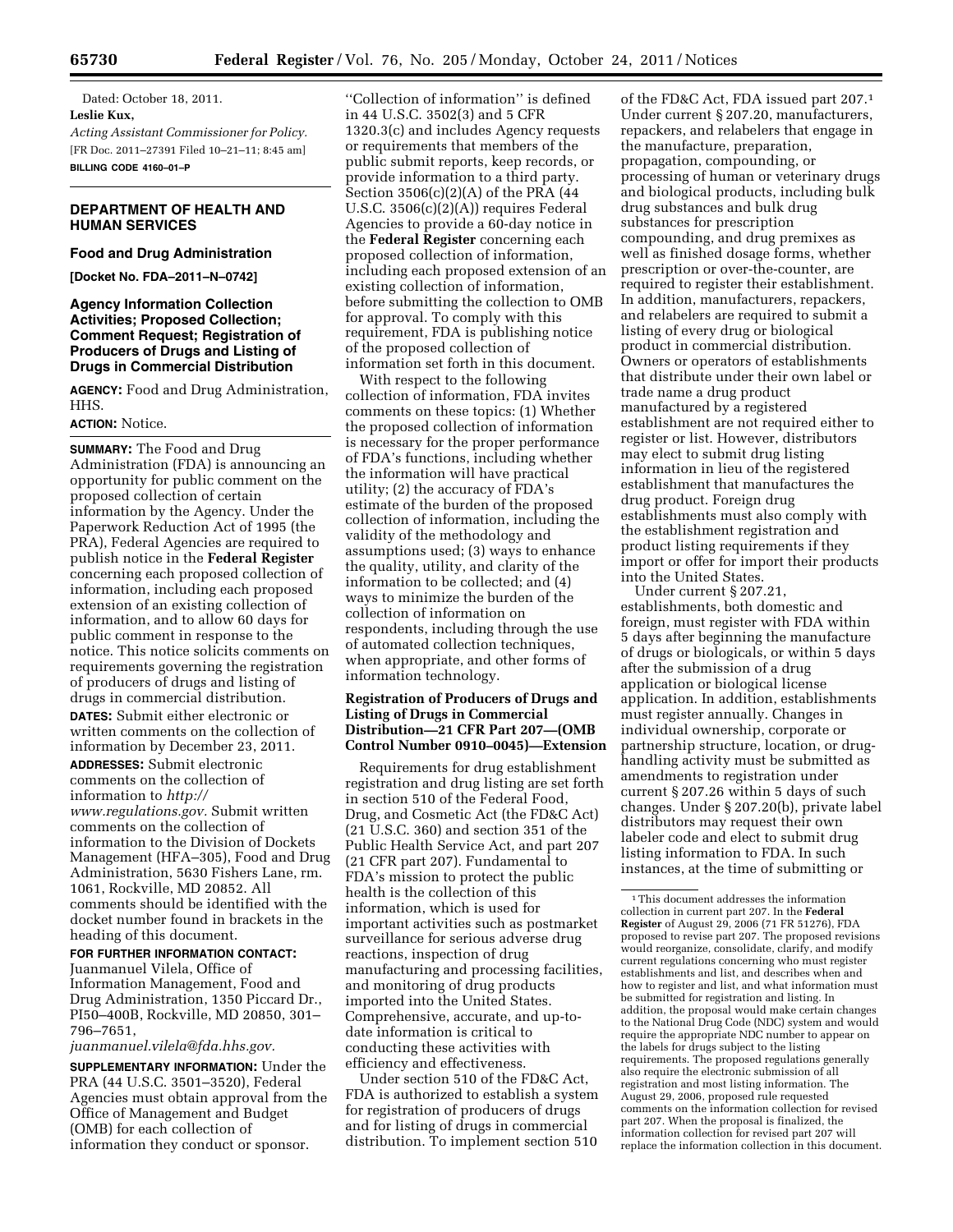Dated: October 18, 2011.

**Leslie Kux,**

*Acting Assistant Commissioner for Policy.*

[FR Doc. 2011–27391 Filed 10–21–11; 8:45 am]

**BILLING CODE 4160–01–P**

## DEPARTMENT OF HEALTH AND HUMAN SERVICES

### Food and Drug Administration

**[Docket No. FDA–2011–N–0742]**

### Agency Information Collection Activities; Proposed Collection; Comment Request; Registration of Producers of Drugs and Listing of Drugs in Commercial Distribution

**AGENCY:** Food and Drug Administration, HHS.

**ACTION:** Notice.

**SUMMARY:** The Food and Drug Administration (FDA) is announcing an opportunity for public comment on the proposed collection of certain information by the Agency. Under the Paperwork Reduction Act of 1995 (the PRA), Federal Agencies are required to publish notice in the **Federal Register** concerning each proposed collection of information, including each proposed extension of an existing collection of information, and to allow 60 days for public comment in response to the notice. This notice solicits comments on requirements governing the registration of producers of drugs and listing of drugs in commercial distribution.

**DATES:** Submit either electronic or written comments on the collection of information by December 23, 2011.

**ADDRESSES:** Submit electronic comments on the collection of information to *http://www.regulations.gov.* Submit written comments on the collection of information to the Division of Dockets Management (HFA–305), Food and Drug Administration, 5630 Fishers Lane, rm. 1061, Rockville, MD 20852. All comments should be identified with the docket number found in brackets in the heading of this document.

**FOR FURTHER INFORMATION CONTACT:** Juanmanuel Vilela, Office of Information Management, Food and Drug Administration, 1350 Piccard Dr., PI50–400B, Rockville, MD 20850, 301–796–7651, *juanmanuel.vilela@fda.hhs.gov.*

**SUPPLEMENTARY INFORMATION:** Under the PRA (44 U.S.C. 3501–3520), Federal Agencies must obtain approval from the Office of Management and Budget (OMB) for each collection of information they conduct or sponsor. "Collection of information" is defined in 44 U.S.C. 3502(3) and 5 CFR 1320.3(c) and includes Agency requests or requirements that members of the public submit reports, keep records, or provide information to a third party. Section 3506(c)(2)(A) of the PRA (44 U.S.C. 3506(c)(2)(A)) requires Federal Agencies to provide a 60-day notice in the **Federal Register** concerning each proposed collection of information, including each proposed extension of an existing collection of information, before submitting the collection to OMB for approval. To comply with this requirement, FDA is publishing notice of the proposed collection of information set forth in this document.

With respect to the following collection of information, FDA invites comments on these topics: (1) Whether the proposed collection of information is necessary for the proper performance of FDA's functions, including whether the information will have practical utility; (2) the accuracy of FDA's estimate of the burden of the proposed collection of information, including the validity of the methodology and assumptions used; (3) ways to enhance the quality, utility, and clarity of the information to be collected; and (4) ways to minimize the burden of the collection of information on respondents, including through the use of automated collection techniques, when appropriate, and other forms of information technology.

#### Registration of Producers of Drugs and Listing of Drugs in Commercial Distribution—21 CFR Part 207—(OMB Control Number 0910–0045)—Extension

Requirements for drug establishment registration and drug listing are set forth in section 510 of the Federal Food, Drug, and Cosmetic Act (the FD&C Act) (21 U.S.C. 360) and section 351 of the Public Health Service Act, and part 207 (21 CFR part 207). Fundamental to FDA's mission to protect the public health is the collection of this information, which is used for important activities such as postmarket surveillance for serious adverse drug reactions, inspection of drug manufacturing and processing facilities, and monitoring of drug products imported into the United States. Comprehensive, accurate, and up-to-date information is critical to conducting these activities with efficiency and effectiveness.

Under section 510 of the FD&C Act, FDA is authorized to establish a system for registration of producers of drugs and for listing of drugs in commercial distribution. To implement section 510 of the FD&C Act, FDA issued part 207.[1] Under current § 207.20, manufacturers, repackers, and relabelers that engage in the manufacture, preparation, propagation, compounding, or processing of human or veterinary drugs and biological products, including bulk drug substances and bulk drug substances for prescription compounding, and drug premixes as well as finished dosage forms, whether prescription or over-the-counter, are required to register their establishment. In addition, manufacturers, repackers, and relabelers are required to submit a listing of every drug or biological product in commercial distribution. Owners or operators of establishments that distribute under their own label or trade name a drug product manufactured by a registered establishment are not required either to register or list. However, distributors may elect to submit drug listing information in lieu of the registered establishment that manufactures the drug product. Foreign drug establishments must also comply with the establishment registration and product listing requirements if they import or offer for import their products into the United States.

Under current § 207.21, establishments, both domestic and foreign, must register with FDA within 5 days after beginning the manufacture of drugs or biologicals, or within 5 days after the submission of a drug application or biological license application. In addition, establishments must register annually. Changes in individual ownership, corporate or partnership structure, location, or drug-handling activity must be submitted as amendments to registration under current § 207.26 within 5 days of such changes. Under § 207.20(b), private label distributors may request their own labeler code and elect to submit drug listing information to FDA. In such instances, at the time of submitting or

[1] This document addresses the information collection in current part 207. In the **Federal Register** of August 29, 2006 (71 FR 51276), FDA proposed to revise part 207. The proposed revisions would reorganize, consolidate, clarify, and modify current regulations concerning who must register establishments and list, and describes when and how to register and list, and what information must be submitted for registration and listing. In addition, the proposal would make certain changes to the National Drug Code (NDC) system and would require the appropriate NDC number to appear on the labels for drugs subject to the listing requirements. The proposed regulations generally also require the electronic submission of all registration and most listing information. The August 29, 2006, proposed rule requested comments on the information collection for revised part 207. When the proposal is finalized, the information collection for revised part 207 will replace the information collection in this document.